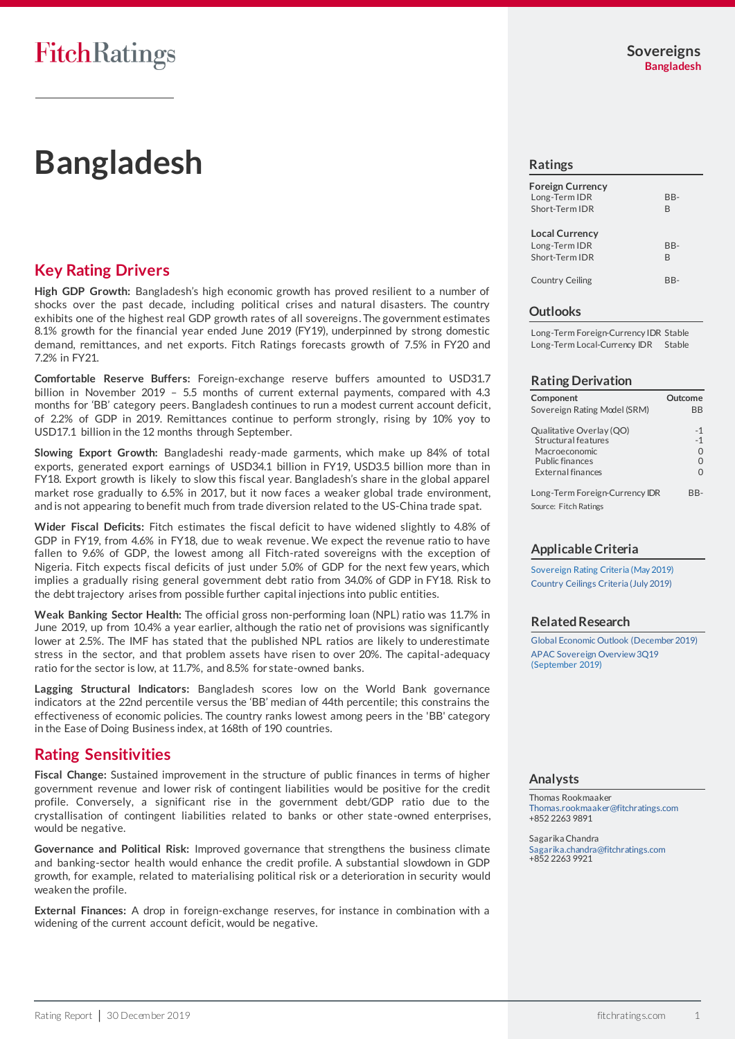# Bangladesh

## Key Rating Drivers

**High GDP Growth:** Bangladesh's high economic growth has proved resilient to a number of shocks over the past decade, including political crises and natural disasters. The country exhibits one of the highest real GDP growth rates of all sovereigns. The government estimates 8.1% growth for the financial year ended June 2019 (FY19), underpinned by strong domestic demand, remittances, and net exports. Fitch Ratings forecasts growth of 7.5% in FY20 and 7.2% in FY21.

**Comfortable Reserve Buffers:** Foreign-exchange reserve buffers amounted to USD31.7 billion in November 2019 – 5.5 months of current external payments, compared with 4.3 months for 'BB' category peers. Bangladesh continues to run a modest current account deficit, of 2.2% of GDP in 2019. Remittances continue to perform strongly, rising by 10% yoy to USD17.1 billion in the 12 months through September.

**Slowing Export Growth:** Bangladeshi ready-made garments, which make up 84% of total exports, generated export earnings of USD34.1 billion in FY19, USD3.5 billion more than in FY18. Export growth is likely to slow this fiscal year. Bangladesh's share in the global apparel market rose gradually to 6.5% in 2017, but it now faces a weaker global trade environment, and is not appearing to benefit much from trade diversion related to the US-China trade spat.

**Wider Fiscal Deficits:** Fitch estimates the fiscal deficit to have widened slightly to 4.8% of GDP in FY19, from 4.6% in FY18, due to weak revenue. We expect the revenue ratio to have fallen to 9.6% of GDP, the lowest among all Fitch-rated sovereigns with the exception of Nigeria. Fitch expects fiscal deficits of just under 5.0% of GDP for the next few years, which implies a gradually rising general government debt ratio from 34.0% of GDP in FY18. Risk to the debt trajectory arises from possible further capital injections into public entities.

**Weak Banking Sector Health:** The official gross non-performing loan (NPL) ratio was 11.7% in June 2019, up from 10.4% a year earlier, although the ratio net of provisions was significantly lower at 2.5%. The IMF has stated that the published NPL ratios are likely to underestimate stress in the sector, and that problem assets have risen to over 20%. The capital-adequacy ratio for the sector is low, at 11.7%, and 8.5% for state-owned banks.

**Lagging Structural Indicators:** Bangladesh scores low on the World Bank governance indicators at the 22nd percentile versus the 'BB' median of 44th percentile; this constrains the effectiveness of economic policies. The country ranks lowest among peers in the 'BB' category in the Ease of Doing Business index, at 168th of 190 countries.

## Rating Sensitivities

**Fiscal Change:** Sustained improvement in the structure of public finances in terms of higher government revenue and lower risk of contingent liabilities would be positive for the credit profile. Conversely, a significant rise in the government debt/GDP ratio due to the crystallisation of contingent liabilities related to banks or other state-owned enterprises, would be negative.

**Governance and Political Risk:** Improved governance that strengthens the business climate and banking-sector health would enhance the credit profile. A substantial slowdown in GDP growth, for example, related to materialising political risk or a deterioration in security would weaken the profile.

**External Finances:** A drop in foreign-exchange reserves, for instance in combination with a widening of the current account deficit, would be negative.

## Ratings

| | |
|---|---|
| **Foreign Currency** | |
| Long-Term IDR | BB- |
| Short-Term IDR | B |
| **Local Currency** | |
| Long-Term IDR | BB- |
| Short-Term IDR | B |
| Country Ceiling | BB- |

## Outlooks

| | |
|---|---|
| Long-Term Foreign-Currency IDR | Stable |
| Long-Term Local-Currency IDR | Stable |

## Rating Derivation

| Component | Outcome |
|---|---|
| Sovereign Rating Model (SRM) | BB |
| Qualitative Overlay (QO) | -1 |
| Structural features | -1 |
| Macroeconomic | 0 |
| Public finances | 0 |
| External finances | 0 |
| Long-Term Foreign-Currency IDR | BB- |

Source: Fitch Ratings

## Applicable Criteria

Sovereign Rating Criteria (May 2019)
Country Ceilings Criteria (July 2019)

## Related Research

Global Economic Outlook (December 2019)
APAC Sovereign Overview 3Q19 (September 2019)

## Analysts

Thomas Rookmaaker
Thomas.rookmaaker@fitchratings.com
+852 2263 9891

Sagarika Chandra
Sagarika.chandra@fitchratings.com
+852 2263 9921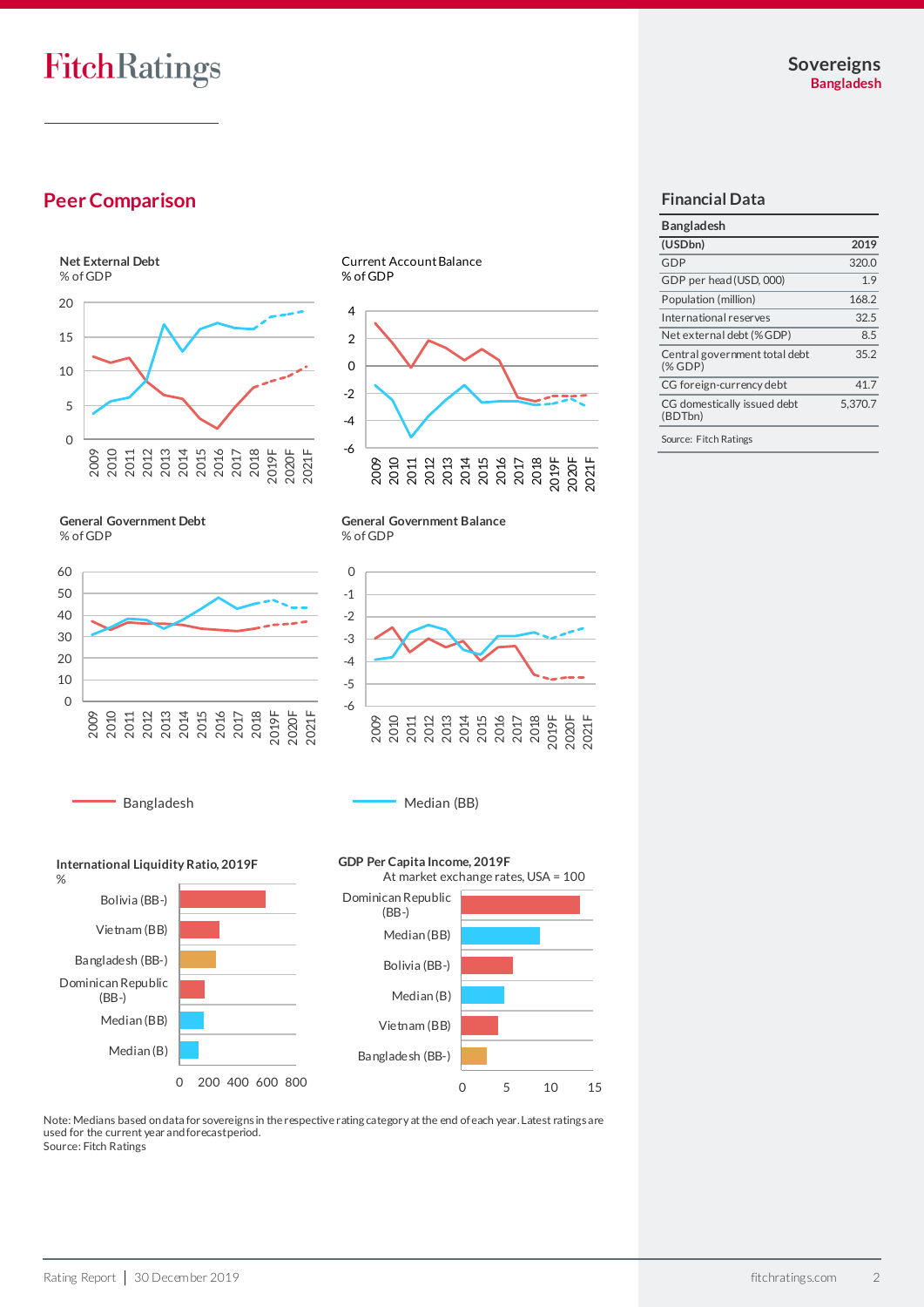## Peer Comparison

**Net External Debt**
% of GDP

**Current Account Balance**
% of GDP

**General Government Debt**
% of GDP

**General Government Balance**
% of GDP

Bangladesh — Median (BB)

**International Liquidity Ratio, 2019F**
%

**GDP Per Capita Income, 2019F**
At market exchange rates, USA = 100

Note: Medians based on data for sovereigns in the respective rating category at the end of each year. Latest ratings are used for the current year and forecast period.
Source: Fitch Ratings

## Financial Data

| Bangladesh | |
|---|---|
| **(USDbn)** | **2019** |
| GDP | 320.0 |
| GDP per head (USD, 000) | 1.9 |
| Population (million) | 168.2 |
| International reserves | 32.5 |
| Net external debt (% GDP) | 8.5 |
| Central government total debt (% GDP) | 35.2 |
| CG foreign-currency debt | 41.7 |
| CG domestically issued debt (BDTbn) | 5,370.7 |

Source: Fitch Ratings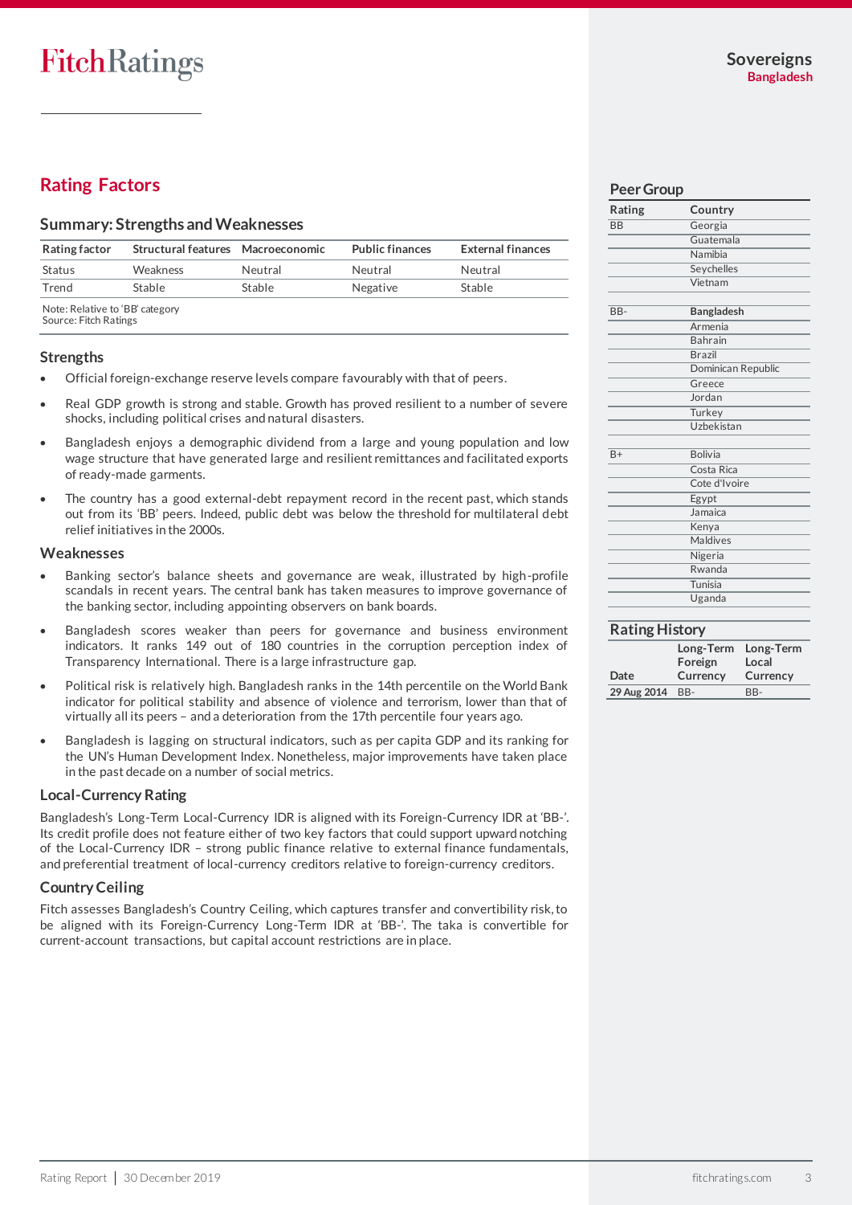## Rating Factors

### Summary: Strengths and Weaknesses

| Rating factor | Structural features | Macroeconomic | Public finances | External finances |
|---|---|---|---|---|
| Status | Weakness | Neutral | Neutral | Neutral |
| Trend | Stable | Stable | Negative | Stable |

Note: Relative to 'BB' category
Source: Fitch Ratings

### Strengths

- Official foreign-exchange reserve levels compare favourably with that of peers.
- Real GDP growth is strong and stable. Growth has proved resilient to a number of severe shocks, including political crises and natural disasters.
- Bangladesh enjoys a demographic dividend from a large and young population and low wage structure that have generated large and resilient remittances and facilitated exports of ready-made garments.
- The country has a good external-debt repayment record in the recent past, which stands out from its 'BB' peers. Indeed, public debt was below the threshold for multilateral debt relief initiatives in the 2000s.

### Weaknesses

- Banking sector's balance sheets and governance are weak, illustrated by high-profile scandals in recent years. The central bank has taken measures to improve governance of the banking sector, including appointing observers on bank boards.
- Bangladesh scores weaker than peers for governance and business environment indicators. It ranks 149 out of 180 countries in the corruption perception index of Transparency International. There is a large infrastructure gap.
- Political risk is relatively high. Bangladesh ranks in the 14th percentile on the World Bank indicator for political stability and absence of violence and terrorism, lower than that of virtually all its peers – and a deterioration from the 17th percentile four years ago.
- Bangladesh is lagging on structural indicators, such as per capita GDP and its ranking for the UN's Human Development Index. Nonetheless, major improvements have taken place in the past decade on a number of social metrics.

### Local-Currency Rating

Bangladesh's Long-Term Local-Currency IDR is aligned with its Foreign-Currency IDR at 'BB-'. Its credit profile does not feature either of two key factors that could support upward notching of the Local-Currency IDR – strong public finance relative to external finance fundamentals, and preferential treatment of local-currency creditors relative to foreign-currency creditors.

### Country Ceiling

Fitch assesses Bangladesh's Country Ceiling, which captures transfer and convertibility risk, to be aligned with its Foreign-Currency Long-Term IDR at 'BB-'. The taka is convertible for current-account transactions, but capital account restrictions are in place.

### Peer Group

| Rating | Country |
|---|---|
| BB | Georgia |
| | Guatemala |
| | Namibia |
| | Seychelles |
| | Vietnam |
| BB- | **Bangladesh** |
| | Armenia |
| | Bahrain |
| | Brazil |
| | Dominican Republic |
| | Greece |
| | Jordan |
| | Turkey |
| | Uzbekistan |
| B+ | Bolivia |
| | Costa Rica |
| | Cote d'Ivoire |
| | Egypt |
| | Jamaica |
| | Kenya |
| | Maldives |
| | Nigeria |
| | Rwanda |
| | Tunisia |
| | Uganda |

### Rating History

| Date | Long-Term Foreign Currency | Long-Term Local Currency |
|---|---|---|
| 29 Aug 2014 | BB- | BB- |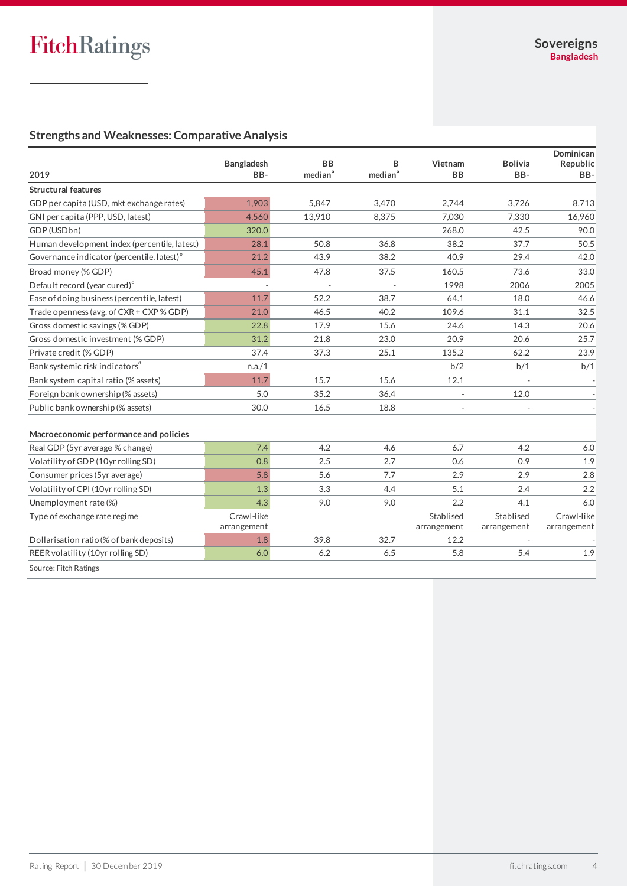## Strengths and Weaknesses: Comparative Analysis

| 2019 | Bangladesh BB- | BB median[a] | B median[a] | Vietnam BB | Bolivia BB- | Dominican Republic BB- |
|---|---|---|---|---|---|---|
| **Structural features** | | | | | | |
| GDP per capita (USD, mkt exchange rates) | 1,903 | 5,847 | 3,470 | 2,744 | 3,726 | 8,713 |
| GNI per capita (PPP, USD, latest) | 4,560 | 13,910 | 8,375 | 7,030 | 7,330 | 16,960 |
| GDP (USDbn) | 320.0 | | | 268.0 | 42.5 | 90.0 |
| Human development index (percentile, latest) | 28.1 | 50.8 | 36.8 | 38.2 | 37.7 | 50.5 |
| Governance indicator (percentile, latest)[b] | 21.2 | 43.9 | 38.2 | 40.9 | 29.4 | 42.0 |
| Broad money (% GDP) | 45.1 | 47.8 | 37.5 | 160.5 | 73.6 | 33.0 |
| Default record (year cured)[c] | - | - | - | 1998 | 2006 | 2005 |
| Ease of doing business (percentile, latest) | 11.7 | 52.2 | 38.7 | 64.1 | 18.0 | 46.6 |
| Trade openness (avg. of CXR + CXP % GDP) | 21.0 | 46.5 | 40.2 | 109.6 | 31.1 | 32.5 |
| Gross domestic savings (% GDP) | 22.8 | 17.9 | 15.6 | 24.6 | 14.3 | 20.6 |
| Gross domestic investment (% GDP) | 31.2 | 21.8 | 23.0 | 20.9 | 20.6 | 25.7 |
| Private credit (% GDP) | 37.4 | 37.3 | 25.1 | 135.2 | 62.2 | 23.9 |
| Bank systemic risk indicators[d] | n.a./1 | | | b/2 | b/1 | b/1 |
| Bank system capital ratio (% assets) | 11.7 | 15.7 | 15.6 | 12.1 | - | - |
| Foreign bank ownership (% assets) | 5.0 | 35.2 | 36.4 | - | 12.0 | - |
| Public bank ownership (% assets) | 30.0 | 16.5 | 18.8 | - | - | - |
| **Macroeconomic performance and policies** | | | | | | |
| Real GDP (5yr average % change) | 7.4 | 4.2 | 4.6 | 6.7 | 4.2 | 6.0 |
| Volatility of GDP (10yr rolling SD) | 0.8 | 2.5 | 2.7 | 0.6 | 0.9 | 1.9 |
| Consumer prices (5yr average) | 5.8 | 5.6 | 7.7 | 2.9 | 2.9 | 2.8 |
| Volatility of CPI (10yr rolling SD) | 1.3 | 3.3 | 4.4 | 5.1 | 2.4 | 2.2 |
| Unemployment rate (%) | 4.3 | 9.0 | 9.0 | 2.2 | 4.1 | 6.0 |
| Type of exchange rate regime | Crawl-like arrangement | | | Stablised arrangement | Stablised arrangement | Crawl-like arrangement |
| Dollarisation ratio (% of bank deposits) | 1.8 | 39.8 | 32.7 | 12.2 | - | - |
| REER volatility (10yr rolling SD) | 6.0 | 6.2 | 6.5 | 5.8 | 5.4 | 1.9 |

Source: Fitch Ratings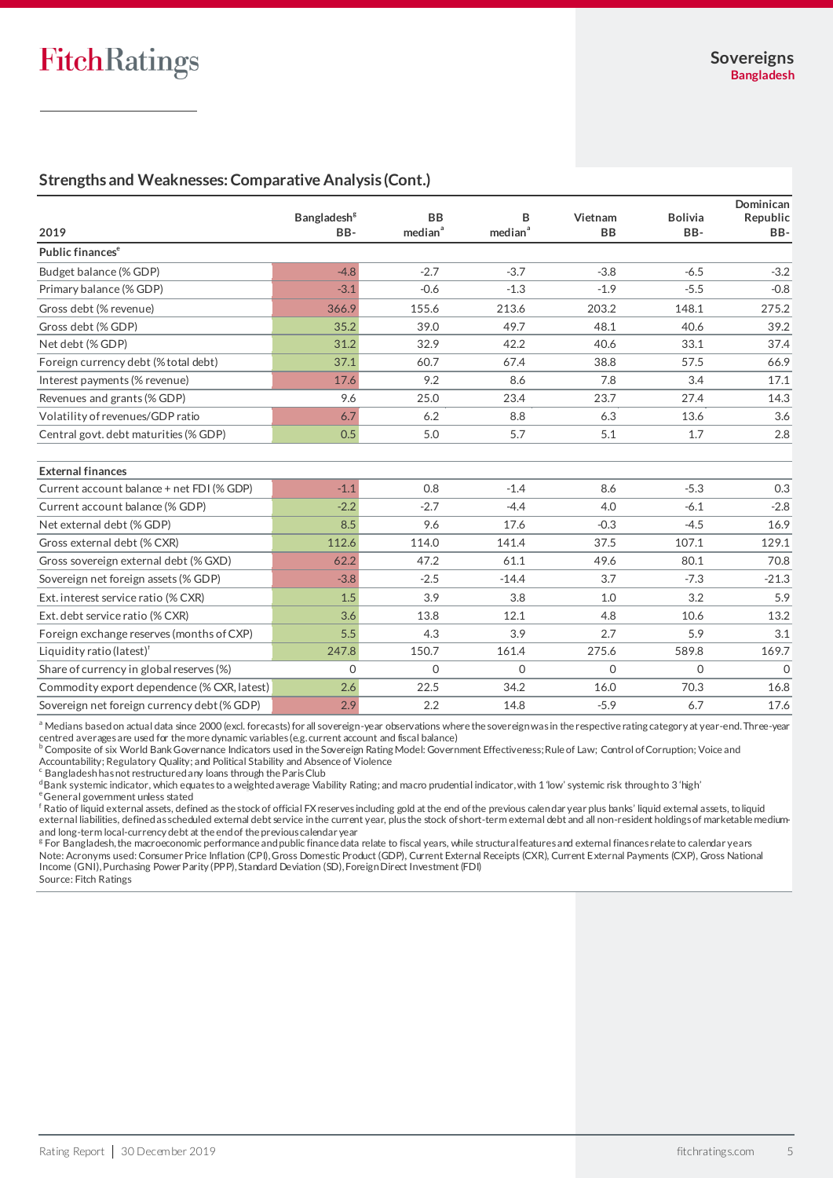## Strengths and Weaknesses: Comparative Analysis (Cont.)

| 2019 | Bangladesh[g] BB- | BB median[a] | B median[a] | Vietnam BB | Bolivia BB- | Dominican Republic BB- |
|---|---|---|---|---|---|---|
| **Public finances**[e] | | | | | | |
| Budget balance (% GDP) | -4.8 | -2.7 | -3.7 | -3.8 | -6.5 | -3.2 |
| Primary balance (% GDP) | -3.1 | -0.6 | -1.3 | -1.9 | -5.5 | -0.8 |
| Gross debt (% revenue) | 366.9 | 155.6 | 213.6 | 203.2 | 148.1 | 275.2 |
| Gross debt (% GDP) | 35.2 | 39.0 | 49.7 | 48.1 | 40.6 | 39.2 |
| Net debt (% GDP) | 31.2 | 32.9 | 42.2 | 40.6 | 33.1 | 37.4 |
| Foreign currency debt (% total debt) | 37.1 | 60.7 | 67.4 | 38.8 | 57.5 | 66.9 |
| Interest payments (% revenue) | 17.6 | 9.2 | 8.6 | 7.8 | 3.4 | 17.1 |
| Revenues and grants (% GDP) | 9.6 | 25.0 | 23.4 | 23.7 | 27.4 | 14.3 |
| Volatility of revenues/GDP ratio | 6.7 | 6.2 | 8.8 | 6.3 | 13.6 | 3.6 |
| Central govt. debt maturities (% GDP) | 0.5 | 5.0 | 5.7 | 5.1 | 1.7 | 2.8 |
| | | | | | | |
| **External finances** | | | | | | |
| Current account balance + net FDI (% GDP) | -1.1 | 0.8 | -1.4 | 8.6 | -5.3 | 0.3 |
| Current account balance (% GDP) | -2.2 | -2.7 | -4.4 | 4.0 | -6.1 | -2.8 |
| Net external debt (% GDP) | 8.5 | 9.6 | 17.6 | -0.3 | -4.5 | 16.9 |
| Gross external debt (% CXR) | 112.6 | 114.0 | 141.4 | 37.5 | 107.1 | 129.1 |
| Gross sovereign external debt (% GXD) | 62.2 | 47.2 | 61.1 | 49.6 | 80.1 | 70.8 |
| Sovereign net foreign assets (% GDP) | -3.8 | -2.5 | -14.4 | 3.7 | -7.3 | -21.3 |
| Ext. interest service ratio (% CXR) | 1.5 | 3.9 | 3.8 | 1.0 | 3.2 | 5.9 |
| Ext. debt service ratio (% CXR) | 3.6 | 13.8 | 12.1 | 4.8 | 10.6 | 13.2 |
| Foreign exchange reserves (months of CXP) | 5.5 | 4.3 | 3.9 | 2.7 | 5.9 | 3.1 |
| Liquidity ratio (latest)[f] | 247.8 | 150.7 | 161.4 | 275.6 | 589.8 | 169.7 |
| Share of currency in global reserves (%) | 0 | 0 | 0 | 0 | 0 | 0 |
| Commodity export dependence (% CXR, latest) | 2.6 | 22.5 | 34.2 | 16.0 | 70.3 | 16.8 |
| Sovereign net foreign currency debt (% GDP) | 2.9 | 2.2 | 14.8 | -5.9 | 6.7 | 17.6 |

[a] Medians based on actual data since 2000 (excl. forecasts) for all sovereign-year observations where the sovereign was in the respective rating category at year-end. Three-year centred averages are used for the more dynamic variables (e.g. current account and fiscal balance)
[b] Composite of six World Bank Governance Indicators used in the Sovereign Rating Model: Government Effectiveness; Rule of Law; Control of Corruption; Voice and Accountability; Regulatory Quality; and Political Stability and Absence of Violence
[c] Bangladesh has not restructured any loans through the Paris Club
[d] Bank systemic indicator, which equates to a weighted average Viability Rating; and macro prudential indicator, with 1 'low' systemic risk through to 3 'high'
[e] General government unless stated
[f] Ratio of liquid external assets, defined as the stock of official FX reserves including gold at the end of the previous calendar year plus banks' liquid external assets, to liquid external liabilities, defined as scheduled external debt service in the current year, plus the stock of short-term external debt and all non-resident holdings of marketable medium- and long-term local-currency debt at the end of the previous calendar year
[g] For Bangladesh, the macroeconomic performance and public finance data relate to fiscal years, while structural features and external finances relate to calendar years
Note: Acronyms used: Consumer Price Inflation (CPI), Gross Domestic Product (GDP), Current External Receipts (CXR), Current External Payments (CXP), Gross National Income (GNI), Purchasing Power Parity (PPP), Standard Deviation (SD), Foreign Direct Investment (FDI)
Source: Fitch Ratings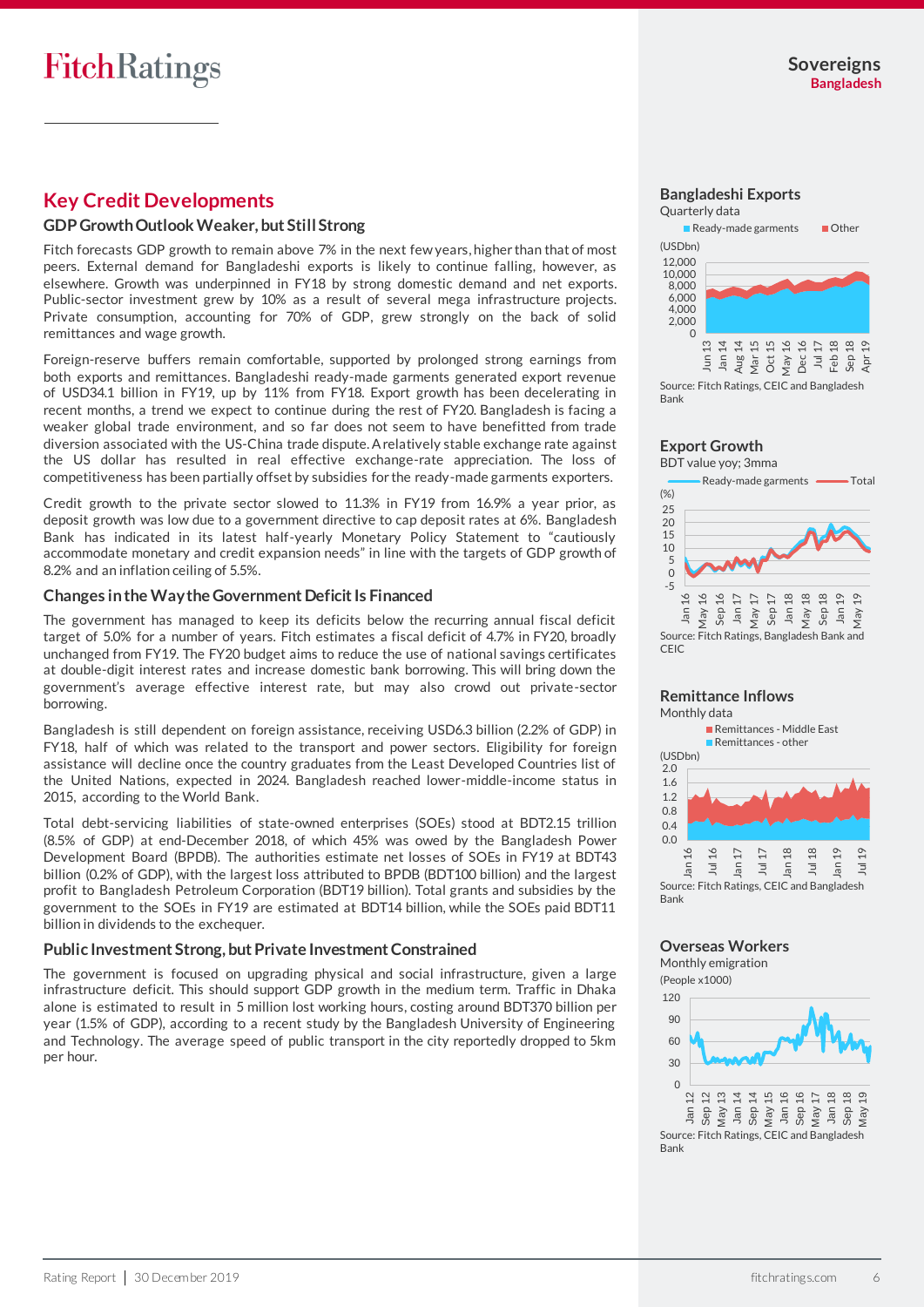## Key Credit Developments

### GDP Growth Outlook Weaker, but Still Strong

Fitch forecasts GDP growth to remain above 7% in the next few years, higher than that of most peers. External demand for Bangladeshi exports is likely to continue falling, however, as elsewhere. Growth was underpinned in FY18 by strong domestic demand and net exports. Public-sector investment grew by 10% as a result of several mega infrastructure projects. Private consumption, accounting for 70% of GDP, grew strongly on the back of solid remittances and wage growth.

Foreign-reserve buffers remain comfortable, supported by prolonged strong earnings from both exports and remittances. Bangladeshi ready-made garments generated export revenue of USD34.1 billion in FY19, up by 11% from FY18. Export growth has been decelerating in recent months, a trend we expect to continue during the rest of FY20. Bangladesh is facing a weaker global trade environment, and so far does not seem to have benefitted from trade diversion associated with the US-China trade dispute. A relatively stable exchange rate against the US dollar has resulted in real effective exchange-rate appreciation. The loss of competitiveness has been partially offset by subsidies for the ready-made garments exporters.

Credit growth to the private sector slowed to 11.3% in FY19 from 16.9% a year prior, as deposit growth was low due to a government directive to cap deposit rates at 6%. Bangladesh Bank has indicated in its latest half-yearly Monetary Policy Statement to "cautiously accommodate monetary and credit expansion needs" in line with the targets of GDP growth of 8.2% and an inflation ceiling of 5.5%.

### Changes in the Way the Government Deficit Is Financed

The government has managed to keep its deficits below the recurring annual fiscal deficit target of 5.0% for a number of years. Fitch estimates a fiscal deficit of 4.7% in FY20, broadly unchanged from FY19. The FY20 budget aims to reduce the use of national savings certificates at double-digit interest rates and increase domestic bank borrowing. This will bring down the government's average effective interest rate, but may also crowd out private-sector borrowing.

Bangladesh is still dependent on foreign assistance, receiving USD6.3 billion (2.2% of GDP) in FY18, half of which was related to the transport and power sectors. Eligibility for foreign assistance will decline once the country graduates from the Least Developed Countries list of the United Nations, expected in 2024. Bangladesh reached lower-middle-income status in 2015, according to the World Bank.

Total debt-servicing liabilities of state-owned enterprises (SOEs) stood at BDT2.15 trillion (8.5% of GDP) at end-December 2018, of which 45% was owed by the Bangladesh Power Development Board (BPDB). The authorities estimate net losses of SOEs in FY19 at BDT43 billion (0.2% of GDP), with the largest loss attributed to BPDB (BDT100 billion) and the largest profit to Bangladesh Petroleum Corporation (BDT19 billion). Total grants and subsidies by the government to the SOEs in FY19 are estimated at BDT14 billion, while the SOEs paid BDT11 billion in dividends to the exchequer.

### Public Investment Strong, but Private Investment Constrained

The government is focused on upgrading physical and social infrastructure, given a large infrastructure deficit. This should support GDP growth in the medium term. Traffic in Dhaka alone is estimated to result in 5 million lost working hours, costing around BDT370 billion per year (1.5% of GDP), according to a recent study by the Bangladesh University of Engineering and Technology. The average speed of public transport in the city reportedly dropped to 5km per hour.

**Bangladeshi Exports**
Quarterly data

Source: Fitch Ratings, CEIC and Bangladesh Bank

**Export Growth**
BDT value yoy; 3mma

Source: Fitch Ratings, Bangladesh Bank and CEIC

**Remittance Inflows**
Monthly data

Source: Fitch Ratings, CEIC and Bangladesh Bank

**Overseas Workers**
Monthly emigration

Source: Fitch Ratings, CEIC and Bangladesh Bank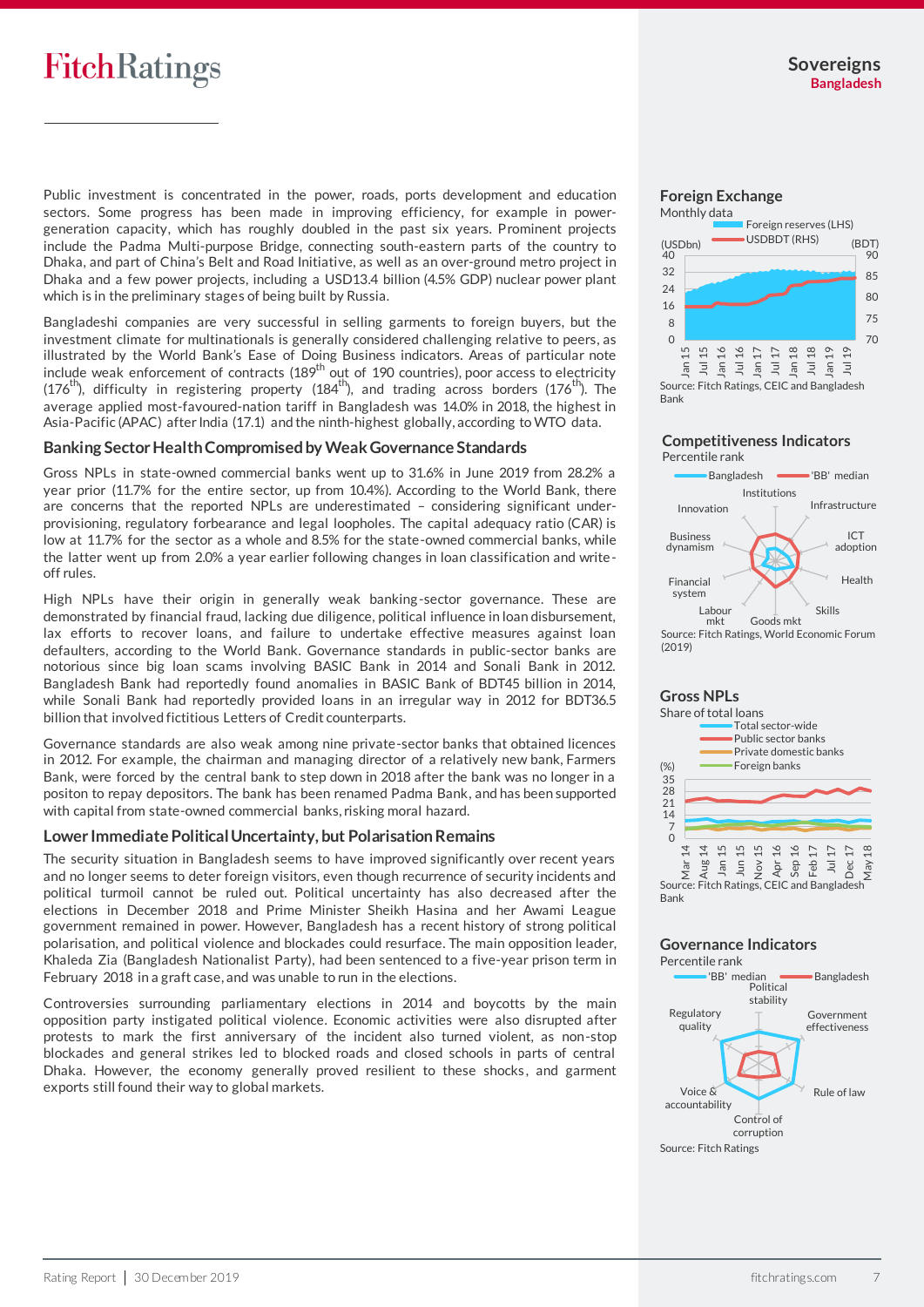Public investment is concentrated in the power, roads, ports development and education sectors. Some progress has been made in improving efficiency, for example in power-generation capacity, which has roughly doubled in the past six years. Prominent projects include the Padma Multi-purpose Bridge, connecting south-eastern parts of the country to Dhaka, and part of China's Belt and Road Initiative, as well as an over-ground metro project in Dhaka and a few power projects, including a USD13.4 billion (4.5% GDP) nuclear power plant which is in the preliminary stages of being built by Russia.

Bangladeshi companies are very successful in selling garments to foreign buyers, but the investment climate for multinationals is generally considered challenging relative to peers, as illustrated by the World Bank's Ease of Doing Business indicators. Areas of particular note include weak enforcement of contracts (189th out of 190 countries), poor access to electricity (176th), difficulty in registering property (184th), and trading across borders (176th). The average applied most-favoured-nation tariff in Bangladesh was 14.0% in 2018, the highest in Asia-Pacific (APAC) after India (17.1) and the ninth-highest globally, according to WTO data.

## Banking Sector Health Compromised by Weak Governance Standards

Gross NPLs in state-owned commercial banks went up to 31.6% in June 2019 from 28.2% a year prior (11.7% for the entire sector, up from 10.4%). According to the World Bank, there are concerns that the reported NPLs are underestimated – considering significant under-provisioning, regulatory forbearance and legal loopholes. The capital adequacy ratio (CAR) is low at 11.7% for the sector as a whole and 8.5% for the state-owned commercial banks, while the latter went up from 2.0% a year earlier following changes in loan classification and write-off rules.

High NPLs have their origin in generally weak banking-sector governance. These are demonstrated by financial fraud, lacking due diligence, political influence in loan disbursement, lax efforts to recover loans, and failure to undertake effective measures against loan defaulters, according to the World Bank. Governance standards in public-sector banks are notorious since big loan scams involving BASIC Bank in 2014 and Sonali Bank in 2012. Bangladesh Bank had reportedly found anomalies in BASIC Bank of BDT45 billion in 2014, while Sonali Bank had reportedly provided loans in an irregular way in 2012 for BDT36.5 billion that involved fictitious Letters of Credit counterparts.

Governance standards are also weak among nine private-sector banks that obtained licences in 2012. For example, the chairman and managing director of a relatively new bank, Farmers Bank, were forced by the central bank to step down in 2018 after the bank was no longer in a positon to repay depositors. The bank has been renamed Padma Bank, and has been supported with capital from state-owned commercial banks, risking moral hazard.

## Lower Immediate Political Uncertainty, but Polarisation Remains

The security situation in Bangladesh seems to have improved significantly over recent years and no longer seems to deter foreign visitors, even though recurrence of security incidents and political turmoil cannot be ruled out. Political uncertainty has also decreased after the elections in December 2018 and Prime Minister Sheikh Hasina and her Awami League government remained in power. However, Bangladesh has a recent history of strong political polarisation, and political violence and blockades could resurface. The main opposition leader, Khaleda Zia (Bangladesh Nationalist Party), had been sentenced to a five-year prison term in February 2018 in a graft case, and was unable to run in the elections.

Controversies surrounding parliamentary elections in 2014 and boycotts by the main opposition party instigated political violence. Economic activities were also disrupted after protests to mark the first anniversary of the incident also turned violent, as non-stop blockades and general strikes led to blocked roads and closed schools in parts of central Dhaka. However, the economy generally proved resilient to these shocks, and garment exports still found their way to global markets.

### Foreign Exchange

Monthly data

Source: Fitch Ratings, CEIC and Bangladesh Bank

### Competitiveness Indicators

Percentile rank

Source: Fitch Ratings, World Economic Forum (2019)

### Gross NPLs

Share of total loans

Source: Fitch Ratings, CEIC and Bangladesh Bank

### Governance Indicators

Percentile rank

Source: Fitch Ratings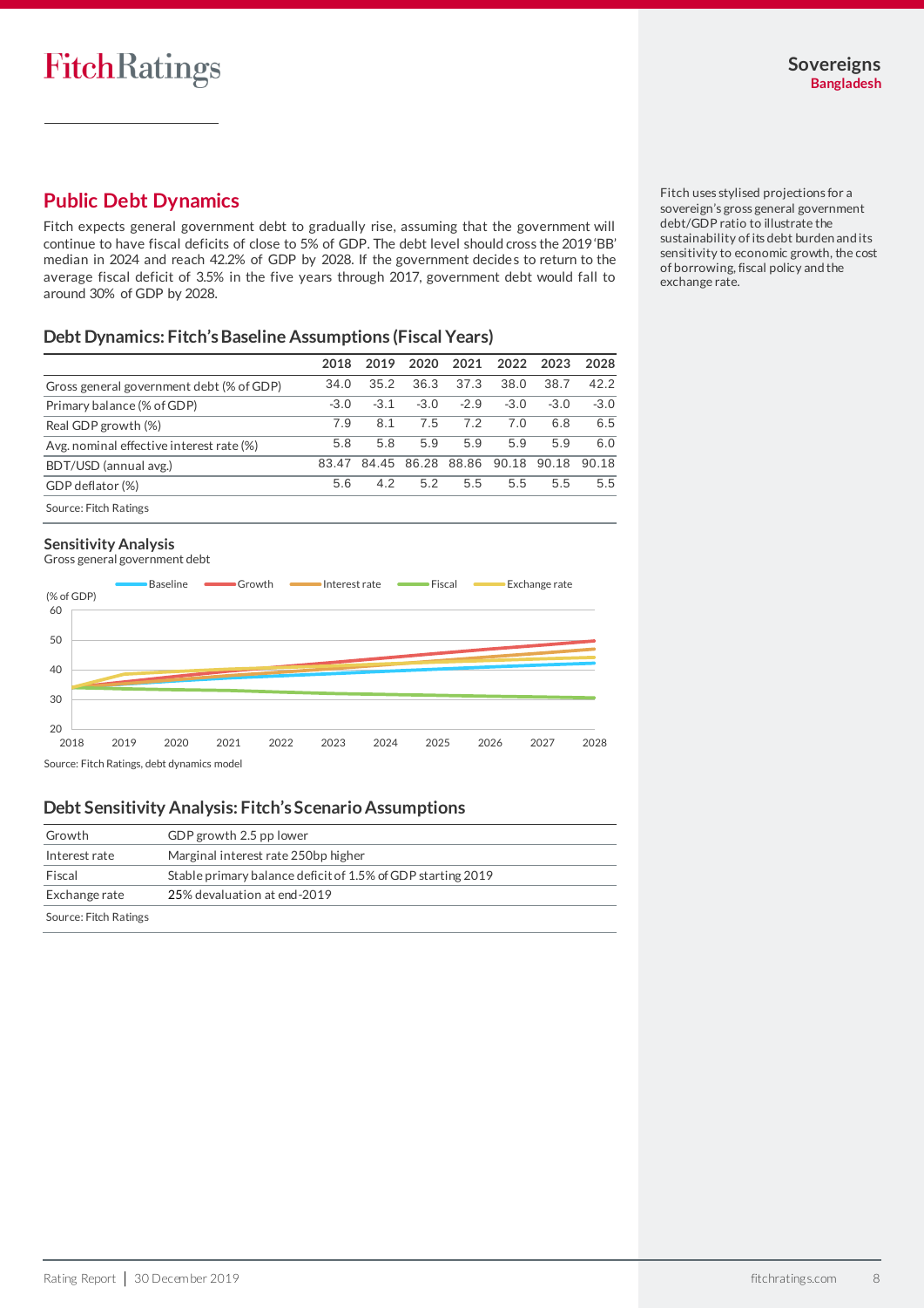## Public Debt Dynamics

Fitch expects general government debt to gradually rise, assuming that the government will continue to have fiscal deficits of close to 5% of GDP. The debt level should cross the 2019 'BB' median in 2024 and reach 42.2% of GDP by 2028. If the government decides to return to the average fiscal deficit of 3.5% in the five years through 2017, government debt would fall to around 30% of GDP by 2028.

Fitch uses stylised projections for a sovereign's gross general government debt/GDP ratio to illustrate the sustainability of its debt burden and its sensitivity to economic growth, the cost of borrowing, fiscal policy and the exchange rate.

### Debt Dynamics: Fitch's Baseline Assumptions (Fiscal Years)

| | 2018 | 2019 | 2020 | 2021 | 2022 | 2023 | 2028 |
|---|---|---|---|---|---|---|---|
| Gross general government debt (% of GDP) | 34.0 | 35.2 | 36.3 | 37.3 | 38.0 | 38.7 | 42.2 |
| Primary balance (% of GDP) | -3.0 | -3.1 | -3.0 | -2.9 | -3.0 | -3.0 | -3.0 |
| Real GDP growth (%) | 7.9 | 8.1 | 7.5 | 7.2 | 7.0 | 6.8 | 6.5 |
| Avg. nominal effective interest rate (%) | 5.8 | 5.8 | 5.9 | 5.9 | 5.9 | 5.9 | 6.0 |
| BDT/USD (annual avg.) | 83.47 | 84.45 | 86.28 | 88.86 | 90.18 | 90.18 | 90.18 |
| GDP deflator (%) | 5.6 | 4.2 | 5.2 | 5.5 | 5.5 | 5.5 | 5.5 |

Source: Fitch Ratings

### Sensitivity Analysis

Gross general government debt

Source: Fitch Ratings, debt dynamics model

### Debt Sensitivity Analysis: Fitch's Scenario Assumptions

| | |
|---|---|
| Growth | GDP growth 2.5 pp lower |
| Interest rate | Marginal interest rate 250bp higher |
| Fiscal | Stable primary balance deficit of 1.5% of GDP starting 2019 |
| Exchange rate | 25% devaluation at end-2019 |

Source: Fitch Ratings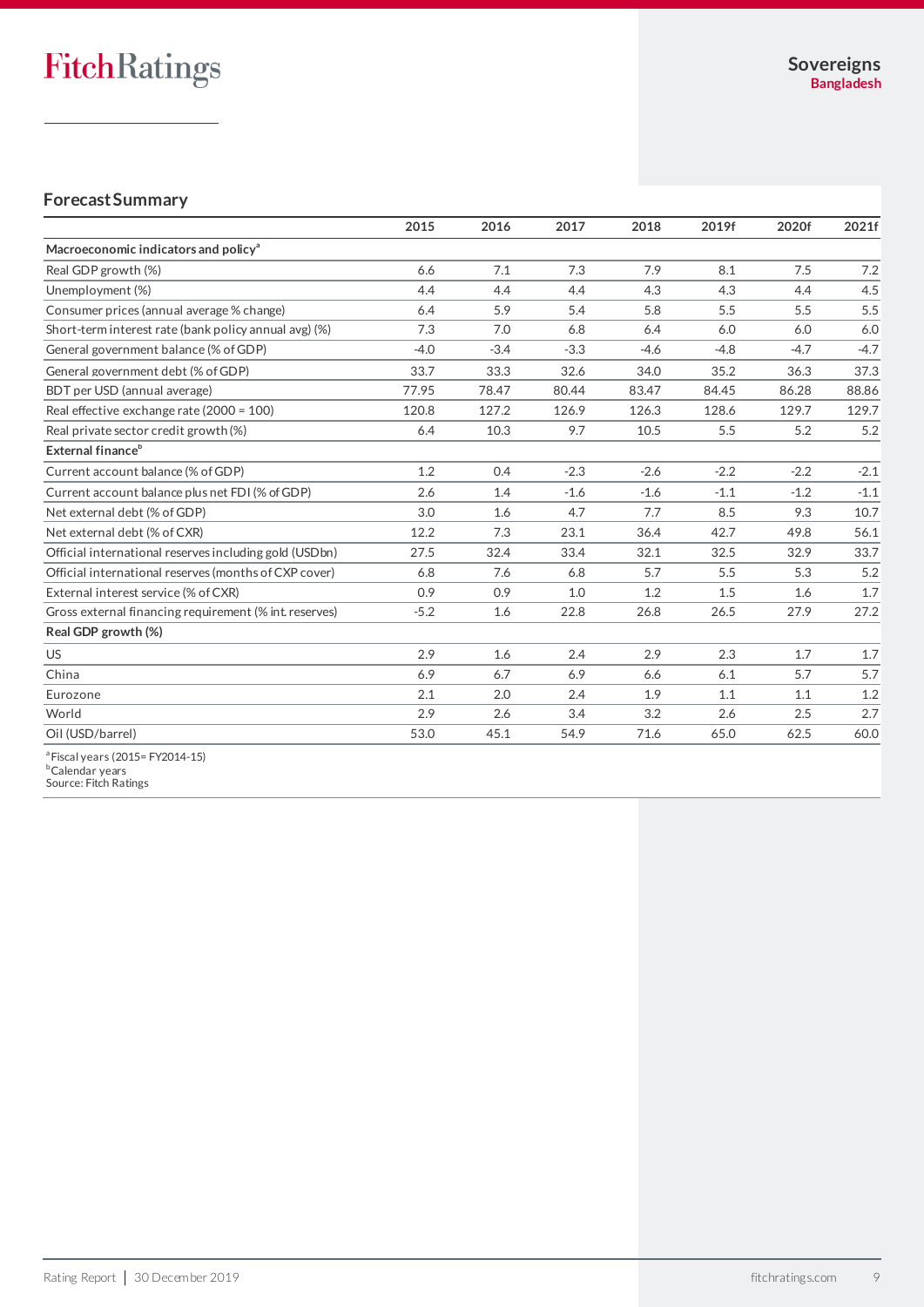## Forecast Summary

| | 2015 | 2016 | 2017 | 2018 | 2019f | 2020f | 2021f |
|---|---|---|---|---|---|---|---|
| **Macroeconomic indicators and policy**[a] | | | | | | | |
| Real GDP growth (%) | 6.6 | 7.1 | 7.3 | 7.9 | 8.1 | 7.5 | 7.2 |
| Unemployment (%) | 4.4 | 4.4 | 4.4 | 4.3 | 4.3 | 4.4 | 4.5 |
| Consumer prices (annual average % change) | 6.4 | 5.9 | 5.4 | 5.8 | 5.5 | 5.5 | 5.5 |
| Short-term interest rate (bank policy annual avg) (%) | 7.3 | 7.0 | 6.8 | 6.4 | 6.0 | 6.0 | 6.0 |
| General government balance (% of GDP) | -4.0 | -3.4 | -3.3 | -4.6 | -4.8 | -4.7 | -4.7 |
| General government debt (% of GDP) | 33.7 | 33.3 | 32.6 | 34.0 | 35.2 | 36.3 | 37.3 |
| BDT per USD (annual average) | 77.95 | 78.47 | 80.44 | 83.47 | 84.45 | 86.28 | 88.86 |
| Real effective exchange rate (2000 = 100) | 120.8 | 127.2 | 126.9 | 126.3 | 128.6 | 129.7 | 129.7 |
| Real private sector credit growth (%) | 6.4 | 10.3 | 9.7 | 10.5 | 5.5 | 5.2 | 5.2 |
| **External finance**[b] | | | | | | | |
| Current account balance (% of GDP) | 1.2 | 0.4 | -2.3 | -2.6 | -2.2 | -2.2 | -2.1 |
| Current account balance plus net FDI (% of GDP) | 2.6 | 1.4 | -1.6 | -1.6 | -1.1 | -1.2 | -1.1 |
| Net external debt (% of GDP) | 3.0 | 1.6 | 4.7 | 7.7 | 8.5 | 9.3 | 10.7 |
| Net external debt (% of CXR) | 12.2 | 7.3 | 23.1 | 36.4 | 42.7 | 49.8 | 56.1 |
| Official international reserves including gold (USDbn) | 27.5 | 32.4 | 33.4 | 32.1 | 32.5 | 32.9 | 33.7 |
| Official international reserves (months of CXP cover) | 6.8 | 7.6 | 6.8 | 5.7 | 5.5 | 5.3 | 5.2 |
| External interest service (% of CXR) | 0.9 | 0.9 | 1.0 | 1.2 | 1.5 | 1.6 | 1.7 |
| Gross external financing requirement (% int. reserves) | -5.2 | 1.6 | 22.8 | 26.8 | 26.5 | 27.9 | 27.2 |
| **Real GDP growth (%)** | | | | | | | |
| US | 2.9 | 1.6 | 2.4 | 2.9 | 2.3 | 1.7 | 1.7 |
| China | 6.9 | 6.7 | 6.9 | 6.6 | 6.1 | 5.7 | 5.7 |
| Eurozone | 2.1 | 2.0 | 2.4 | 1.9 | 1.1 | 1.1 | 1.2 |
| World | 2.9 | 2.6 | 3.4 | 3.2 | 2.6 | 2.5 | 2.7 |
| Oil (USD/barrel) | 53.0 | 45.1 | 54.9 | 71.6 | 65.0 | 62.5 | 60.0 |

[a] Fiscal years (2015= FY2014-15)
[b] Calendar years
Source: Fitch Ratings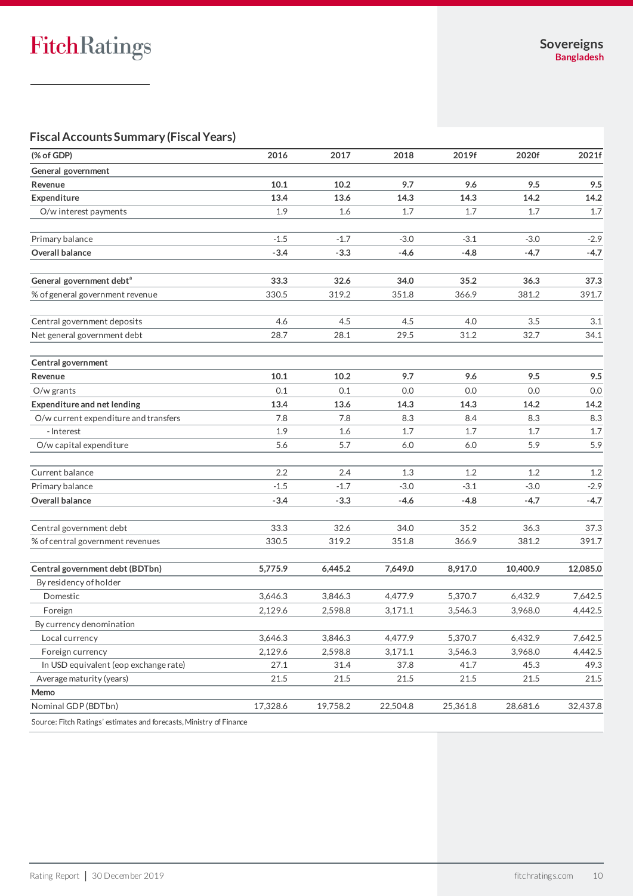## Fiscal Accounts Summary (Fiscal Years)

| (% of GDP) | 2016 | 2017 | 2018 | 2019f | 2020f | 2021f |
|---|---|---|---|---|---|---|
| **General government** | | | | | | |
| **Revenue** | **10.1** | **10.2** | **9.7** | **9.6** | **9.5** | **9.5** |
| **Expenditure** | **13.4** | **13.6** | **14.3** | **14.3** | **14.2** | **14.2** |
| O/w interest payments | 1.9 | 1.6 | 1.7 | 1.7 | 1.7 | 1.7 |
| | | | | | | |
| Primary balance | -1.5 | -1.7 | -3.0 | -3.1 | -3.0 | -2.9 |
| **Overall balance** | **-3.4** | **-3.3** | **-4.6** | **-4.8** | **-4.7** | **-4.7** |
| | | | | | | |
| **General government debt[a]** | **33.3** | **32.6** | **34.0** | **35.2** | **36.3** | **37.3** |
| % of general government revenue | 330.5 | 319.2 | 351.8 | 366.9 | 381.2 | 391.7 |
| | | | | | | |
| Central government deposits | 4.6 | 4.5 | 4.5 | 4.0 | 3.5 | 3.1 |
| Net general government debt | 28.7 | 28.1 | 29.5 | 31.2 | 32.7 | 34.1 |
| | | | | | | |
| **Central government** | | | | | | |
| **Revenue** | **10.1** | **10.2** | **9.7** | **9.6** | **9.5** | **9.5** |
| O/w grants | 0.1 | 0.1 | 0.0 | 0.0 | 0.0 | 0.0 |
| **Expenditure and net lending** | **13.4** | **13.6** | **14.3** | **14.3** | **14.2** | **14.2** |
| O/w current expenditure and transfers | 7.8 | 7.8 | 8.3 | 8.4 | 8.3 | 8.3 |
| - Interest | 1.9 | 1.6 | 1.7 | 1.7 | 1.7 | 1.7 |
| O/w capital expenditure | 5.6 | 5.7 | 6.0 | 6.0 | 5.9 | 5.9 |
| | | | | | | |
| Current balance | 2.2 | 2.4 | 1.3 | 1.2 | 1.2 | 1.2 |
| Primary balance | -1.5 | -1.7 | -3.0 | -3.1 | -3.0 | -2.9 |
| **Overall balance** | **-3.4** | **-3.3** | **-4.6** | **-4.8** | **-4.7** | **-4.7** |
| | | | | | | |
| Central government debt | 33.3 | 32.6 | 34.0 | 35.2 | 36.3 | 37.3 |
| % of central government revenues | 330.5 | 319.2 | 351.8 | 366.9 | 381.2 | 391.7 |
| | | | | | | |
| **Central government debt (BDTbn)** | **5,775.9** | **6,445.2** | **7,649.0** | **8,917.0** | **10,400.9** | **12,085.0** |
| By residency of holder | | | | | | |
| Domestic | 3,646.3 | 3,846.3 | 4,477.9 | 5,370.7 | 6,432.9 | 7,642.5 |
| Foreign | 2,129.6 | 2,598.8 | 3,171.1 | 3,546.3 | 3,968.0 | 4,442.5 |
| By currency denomination | | | | | | |
| Local currency | 3,646.3 | 3,846.3 | 4,477.9 | 5,370.7 | 6,432.9 | 7,642.5 |
| Foreign currency | 2,129.6 | 2,598.8 | 3,171.1 | 3,546.3 | 3,968.0 | 4,442.5 |
| In USD equivalent (eop exchange rate) | 27.1 | 31.4 | 37.8 | 41.7 | 45.3 | 49.3 |
| Average maturity (years) | 21.5 | 21.5 | 21.5 | 21.5 | 21.5 | 21.5 |
| **Memo** | | | | | | |
| Nominal GDP (BDTbn) | 17,328.6 | 19,758.2 | 22,504.8 | 25,361.8 | 28,681.6 | 32,437.8 |

Source: Fitch Ratings' estimates and forecasts, Ministry of Finance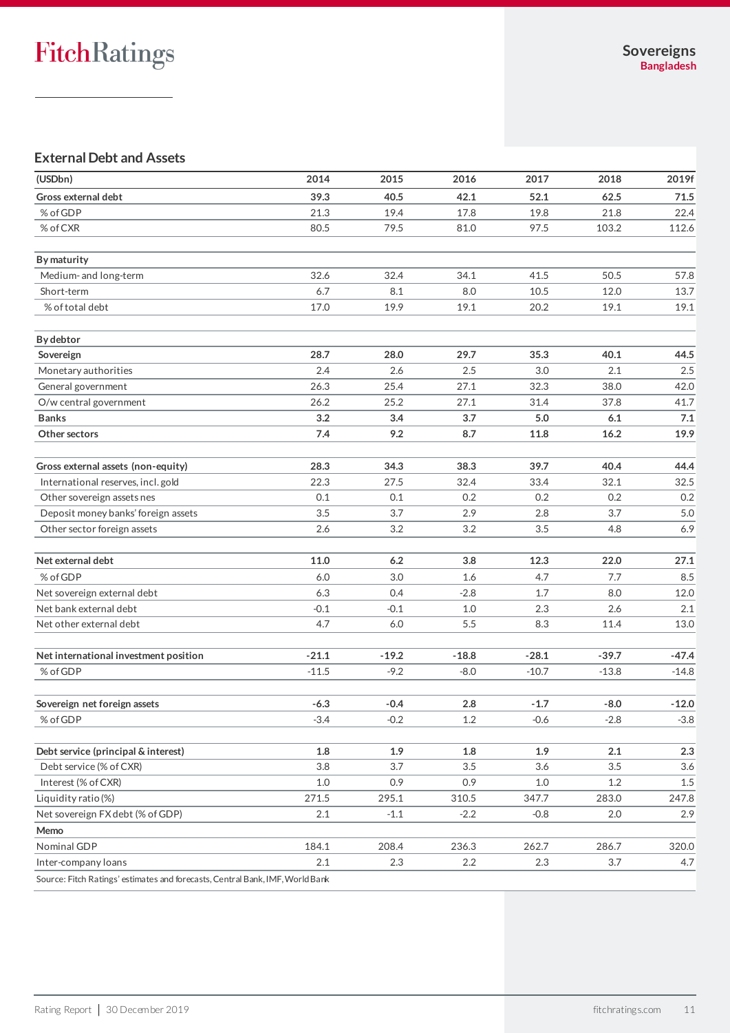## External Debt and Assets

| (USDbn) | 2014 | 2015 | 2016 | 2017 | 2018 | 2019f |
|---|---|---|---|---|---|---|
| **Gross external debt** | **39.3** | **40.5** | **42.1** | **52.1** | **62.5** | **71.5** |
| % of GDP | 21.3 | 19.4 | 17.8 | 19.8 | 21.8 | 22.4 |
| % of CXR | 80.5 | 79.5 | 81.0 | 97.5 | 103.2 | 112.6 |
| | | | | | | |
| **By maturity** | | | | | | |
| Medium- and long-term | 32.6 | 32.4 | 34.1 | 41.5 | 50.5 | 57.8 |
| Short-term | 6.7 | 8.1 | 8.0 | 10.5 | 12.0 | 13.7 |
| % of total debt | 17.0 | 19.9 | 19.1 | 20.2 | 19.1 | 19.1 |
| | | | | | | |
| **By debtor** | | | | | | |
| **Sovereign** | **28.7** | **28.0** | **29.7** | **35.3** | **40.1** | **44.5** |
| Monetary authorities | 2.4 | 2.6 | 2.5 | 3.0 | 2.1 | 2.5 |
| General government | 26.3 | 25.4 | 27.1 | 32.3 | 38.0 | 42.0 |
| O/w central government | 26.2 | 25.2 | 27.1 | 31.4 | 37.8 | 41.7 |
| **Banks** | **3.2** | **3.4** | **3.7** | **5.0** | **6.1** | **7.1** |
| **Other sectors** | **7.4** | **9.2** | **8.7** | **11.8** | **16.2** | **19.9** |
| | | | | | | |
| **Gross external assets (non-equity)** | **28.3** | **34.3** | **38.3** | **39.7** | **40.4** | **44.4** |
| International reserves, incl. gold | 22.3 | 27.5 | 32.4 | 33.4 | 32.1 | 32.5 |
| Other sovereign assets nes | 0.1 | 0.1 | 0.2 | 0.2 | 0.2 | 0.2 |
| Deposit money banks' foreign assets | 3.5 | 3.7 | 2.9 | 2.8 | 3.7 | 5.0 |
| Other sector foreign assets | 2.6 | 3.2 | 3.2 | 3.5 | 4.8 | 6.9 |
| | | | | | | |
| **Net external debt** | **11.0** | **6.2** | **3.8** | **12.3** | **22.0** | **27.1** |
| % of GDP | 6.0 | 3.0 | 1.6 | 4.7 | 7.7 | 8.5 |
| Net sovereign external debt | 6.3 | 0.4 | -2.8 | 1.7 | 8.0 | 12.0 |
| Net bank external debt | -0.1 | -0.1 | 1.0 | 2.3 | 2.6 | 2.1 |
| Net other external debt | 4.7 | 6.0 | 5.5 | 8.3 | 11.4 | 13.0 |
| | | | | | | |
| **Net international investment position** | **-21.1** | **-19.2** | **-18.8** | **-28.1** | **-39.7** | **-47.4** |
| % of GDP | -11.5 | -9.2 | -8.0 | -10.7 | -13.8 | -14.8 |
| | | | | | | |
| **Sovereign net foreign assets** | **-6.3** | **-0.4** | **2.8** | **-1.7** | **-8.0** | **-12.0** |
| % of GDP | -3.4 | -0.2 | 1.2 | -0.6 | -2.8 | -3.8 |
| | | | | | | |
| **Debt service (principal & interest)** | **1.8** | **1.9** | **1.8** | **1.9** | **2.1** | **2.3** |
| Debt service (% of CXR) | 3.8 | 3.7 | 3.5 | 3.6 | 3.5 | 3.6 |
| Interest (% of CXR) | 1.0 | 0.9 | 0.9 | 1.0 | 1.2 | 1.5 |
| Liquidity ratio (%) | 271.5 | 295.1 | 310.5 | 347.7 | 283.0 | 247.8 |
| Net sovereign FX debt (% of GDP) | 2.1 | -1.1 | -2.2 | -0.8 | 2.0 | 2.9 |
| **Memo** | | | | | | |
| Nominal GDP | 184.1 | 208.4 | 236.3 | 262.7 | 286.7 | 320.0 |
| Inter-company loans | 2.1 | 2.3 | 2.2 | 2.3 | 3.7 | 4.7 |

Source: Fitch Ratings' estimates and forecasts, Central Bank, IMF, World Bank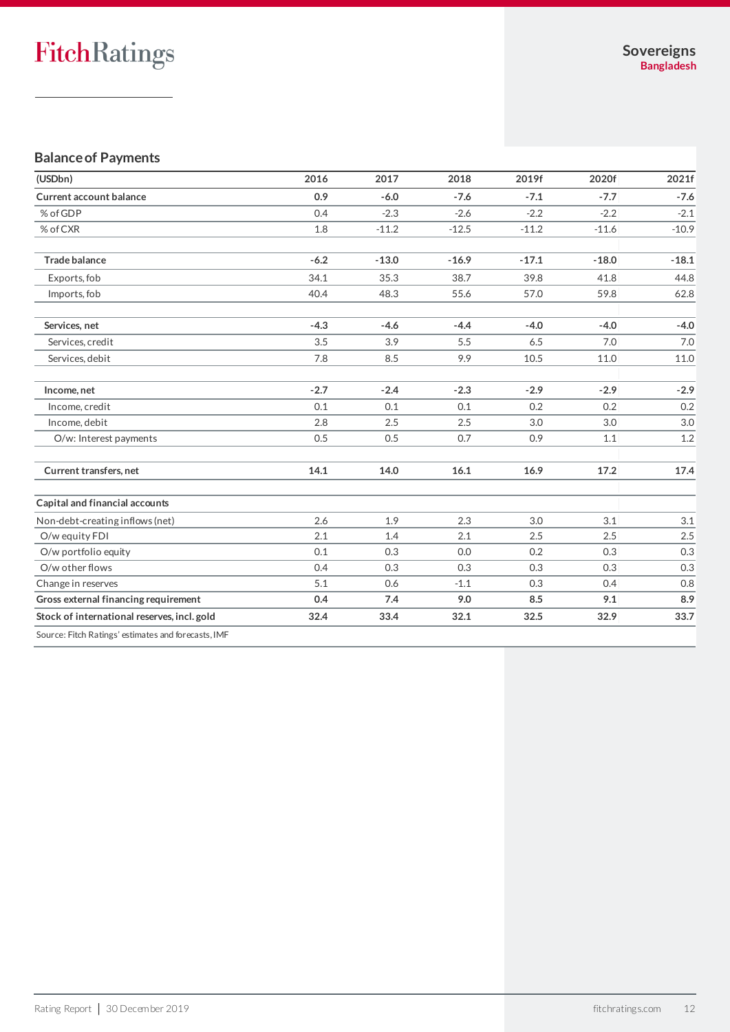## Balance of Payments

| (USDbn) | 2016 | 2017 | 2018 | 2019f | 2020f | 2021f |
|---|---|---|---|---|---|---|
| **Current account balance** | **0.9** | **-6.0** | **-7.6** | **-7.1** | **-7.7** | **-7.6** |
| % of GDP | 0.4 | -2.3 | -2.6 | -2.2 | -2.2 | -2.1 |
| % of CXR | 1.8 | -11.2 | -12.5 | -11.2 | -11.6 | -10.9 |
| | | | | | | |
| **Trade balance** | **-6.2** | **-13.0** | **-16.9** | **-17.1** | **-18.0** | **-18.1** |
| Exports, fob | 34.1 | 35.3 | 38.7 | 39.8 | 41.8 | 44.8 |
| Imports, fob | 40.4 | 48.3 | 55.6 | 57.0 | 59.8 | 62.8 |
| | | | | | | |
| **Services, net** | **-4.3** | **-4.6** | **-4.4** | **-4.0** | **-4.0** | **-4.0** |
| Services, credit | 3.5 | 3.9 | 5.5 | 6.5 | 7.0 | 7.0 |
| Services, debit | 7.8 | 8.5 | 9.9 | 10.5 | 11.0 | 11.0 |
| | | | | | | |
| **Income, net** | **-2.7** | **-2.4** | **-2.3** | **-2.9** | **-2.9** | **-2.9** |
| Income, credit | 0.1 | 0.1 | 0.1 | 0.2 | 0.2 | 0.2 |
| Income, debit | 2.8 | 2.5 | 2.5 | 3.0 | 3.0 | 3.0 |
| O/w: Interest payments | 0.5 | 0.5 | 0.7 | 0.9 | 1.1 | 1.2 |
| | | | | | | |
| **Current transfers, net** | **14.1** | **14.0** | **16.1** | **16.9** | **17.2** | **17.4** |
| | | | | | | |
| **Capital and financial accounts** | | | | | | |
| Non-debt-creating inflows (net) | 2.6 | 1.9 | 2.3 | 3.0 | 3.1 | 3.1 |
| O/w equity FDI | 2.1 | 1.4 | 2.1 | 2.5 | 2.5 | 2.5 |
| O/w portfolio equity | 0.1 | 0.3 | 0.0 | 0.2 | 0.3 | 0.3 |
| O/w other flows | 0.4 | 0.3 | 0.3 | 0.3 | 0.3 | 0.3 |
| Change in reserves | 5.1 | 0.6 | -1.1 | 0.3 | 0.4 | 0.8 |
| **Gross external financing requirement** | **0.4** | **7.4** | **9.0** | **8.5** | **9.1** | **8.9** |
| **Stock of international reserves, incl. gold** | **32.4** | **33.4** | **32.1** | **32.5** | **32.9** | **33.7** |

Source: Fitch Ratings' estimates and forecasts, IMF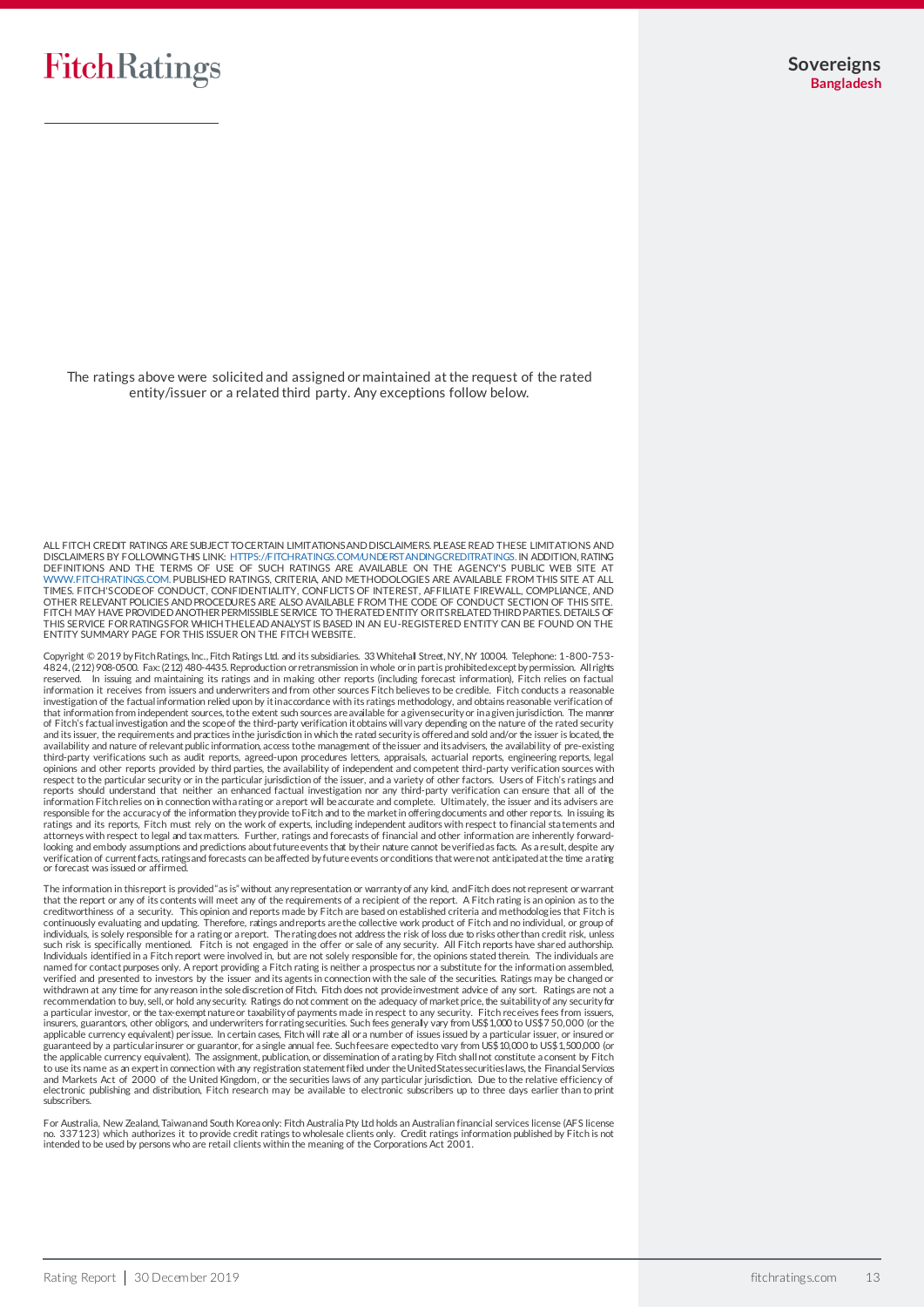The ratings above were solicited and assigned or maintained at the request of the rated entity/issuer or a related third party. Any exceptions follow below.

ALL FITCH CREDIT RATINGS ARE SUBJECT TO CERTAIN LIMITATIONS AND DISCLAIMERS. PLEASE READ THESE LIMITATIONS AND DISCLAIMERS BY FOLLOWING THIS LINK: HTTPS://FITCHRATINGS.COM/UNDERSTANDINGCREDITRATINGS. IN ADDITION, RATING DEFINITIONS AND THE TERMS OF USE OF SUCH RATINGS ARE AVAILABLE ON THE AGENCY'S PUBLIC WEB SITE AT WWW.FITCHRATINGS.COM. PUBLISHED RATINGS, CRITERIA, AND METHODOLOGIES ARE AVAILABLE FROM THIS SITE AT ALL TIMES. FITCH'S CODE OF CONDUCT, CONFIDENTIALITY, CONFLICTS OF INTEREST, AFFILIATE FIREWALL, COMPLIANCE, AND OTHER RELEVANT POLICIES AND PROCEDURES ARE ALSO AVAILABLE FROM THE CODE OF CONDUCT SECTION OF THIS SITE. FITCH MAY HAVE PROVIDED ANOTHER PERMISSIBLE SERVICE TO THE RATED ENTITY OR ITS RELATED THIRD PARTIES. DETAILS OF THIS SERVICE FOR RATINGS FOR WHICH THE LEAD ANALYST IS BASED IN AN EU-REGISTERED ENTITY CAN BE FOUND ON THE ENTITY SUMMARY PAGE FOR THIS ISSUER ON THE FITCH WEBSITE.

Copyright © 2019 by Fitch Ratings, Inc., Fitch Ratings Ltd. and its subsidiaries. 33 Whitehall Street, NY, NY 10004. Telephone: 1-800-753-4824, (212) 908-0500. Fax: (212) 480-4435. Reproduction or retransmission in whole or in part is prohibited except by permission. All rights reserved. In issuing and maintaining its ratings and in making other reports (including forecast information), Fitch relies on factual information it receives from issuers and underwriters and from other sources Fitch believes to be credible. Fitch conducts a reasonable investigation of the factual information relied upon by it in accordance with its ratings methodology, and obtains reasonable verification of that information from independent sources, to the extent such sources are available for a given security or in a given jurisdiction. The manner of Fitch's factual investigation and the scope of the third-party verification it obtains will vary depending on the nature of the rated security and its issuer, the requirements and practices in the jurisdiction in which the rated security is offered and sold and/or the issuer is located, the availability and nature of relevant public information, access to the management of the issuer and its advisers, the availability of pre-existing third-party verifications such as audit reports, agreed-upon procedures letters, appraisals, actuarial reports, engineering reports, legal opinions and other reports provided by third parties, the availability of independent and competent third-party verification sources with respect to the particular security or in the particular jurisdiction of the issuer, and a variety of other factors. Users of Fitch's ratings and reports should understand that neither an enhanced factual investigation nor any third-party verification can ensure that all of the information Fitch relies on in connection with a rating or a report will be accurate and complete. Ultimately, the issuer and its advisers are responsible for the accuracy of the information they provide to Fitch and to the market in offering documents and other reports. In issuing its ratings and its reports, Fitch must rely on the work of experts, including independent auditors with respect to financial statements and attorneys with respect to legal and tax matters. Further, ratings and forecasts of financial and other information are inherently forward-looking and embody assumptions and predictions about future events that by their nature cannot be verified as facts. As a result, despite any verification of current facts, ratings and forecasts can be affected by future events or conditions that were not anticipated at the time a rating or forecast was issued or affirmed.

The information in this report is provided "as is" without any representation or warranty of any kind, and Fitch does not represent or warrant that the report or any of its contents will meet any of the requirements of a recipient of the report. A Fitch rating is an opinion as to the creditworthiness of a security. This opinion and reports made by Fitch are based on established criteria and methodologies that Fitch is continuously evaluating and updating. Therefore, ratings and reports are the collective work product of Fitch and no individual, or group of individuals, is solely responsible for a rating or a report. The rating does not address the risk of loss due to risks other than credit risk, unless such risk is specifically mentioned. Fitch is not engaged in the offer or sale of any security. All Fitch reports have shared authorship. Individuals identified in a Fitch report were involved in, but are not solely responsible for, the opinions stated therein. The individuals are named for contact purposes only. A report providing a Fitch rating is neither a prospectus nor a substitute for the information assembled, verified and presented to investors by the issuer and its agents in connection with the sale of the securities. Ratings may be changed or withdrawn at any time for any reason in the sole discretion of Fitch. Fitch does not provide investment advice of any sort. Ratings are not a recommendation to buy, sell, or hold any security. Ratings do not comment on the adequacy of market price, the suitability of any security for a particular investor, or the tax-exempt nature or taxability of payments made in respect to any security. Fitch receives fees from issuers, insurers, guarantors, other obligors, and underwriters for rating securities. Such fees generally vary from US$1,000 to US$750,000 (or the applicable currency equivalent) per issue. In certain cases, Fitch will rate all or a number of issues issued by a particular issuer, or insured or guaranteed by a particular insurer or guarantor, for a single annual fee. Such fees are expected to vary from US$10,000 to US$1,500,000 (or the applicable currency equivalent). The assignment, publication, or dissemination of a rating by Fitch shall not constitute a consent by Fitch to use its name as an expert in connection with any registration statement filed under the United States securities laws, the Financial Services and Markets Act of 2000 of the United Kingdom, or the securities laws of any particular jurisdiction. Due to the relative efficiency of electronic publishing and distribution, Fitch research may be available to electronic subscribers up to three days earlier than to print subscribers.

For Australia, New Zealand, Taiwan and South Korea only: Fitch Australia Pty Ltd holds an Australian financial services license (AFS license no. 337123) which authorizes it to provide credit ratings to wholesale clients only. Credit ratings information published by Fitch is not intended to be used by persons who are retail clients within the meaning of the Corporations Act 2001.